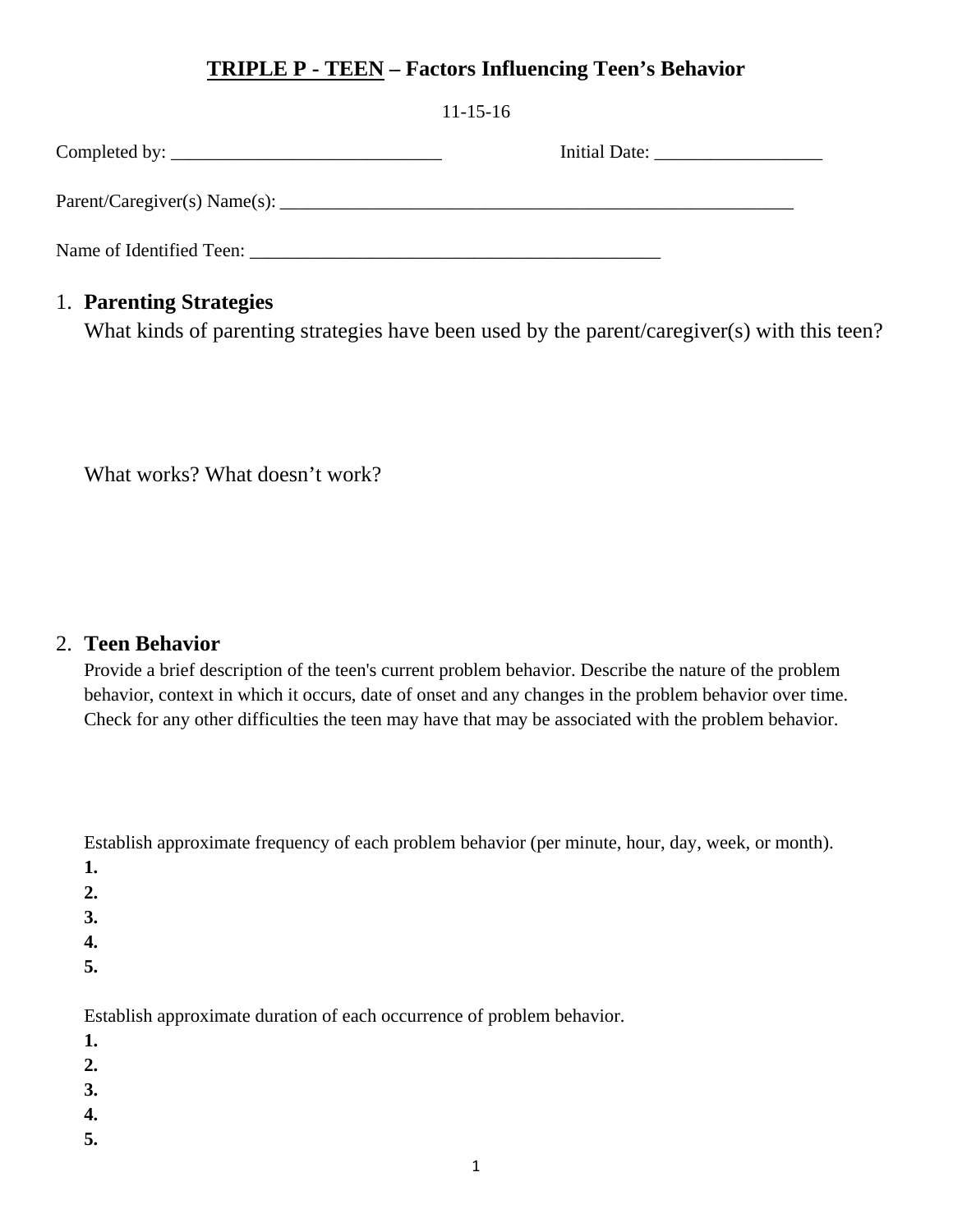# TRIPLE P - TEEN – Factors Influencing Teen's Behavior

11-15-16

Completed by: ______________________________ Initial Date: __________________

Parent/Caregiver(s) Name(s): _________________________________________________________

Name of Identified Teen: _____________________________________________

1. **Parenting Strategies**

   What kinds of parenting strategies have been used by the parent/caregiver(s) with this teen?

   What works? What doesn't work?

2. **Teen Behavior**

   Provide a brief description of the teen's current problem behavior. Describe the nature of the problem behavior, context in which it occurs, date of onset and any changes in the problem behavior over time. Check for any other difficulties the teen may have that may be associated with the problem behavior.

   Establish approximate frequency of each problem behavior (per minute, hour, day, week, or month).

   **1.**
   **2.**
   **3.**
   **4.**
   **5.**

   Establish approximate duration of each occurrence of problem behavior.

   **1.**
   **2.**
   **3.**
   **4.**
   **5.**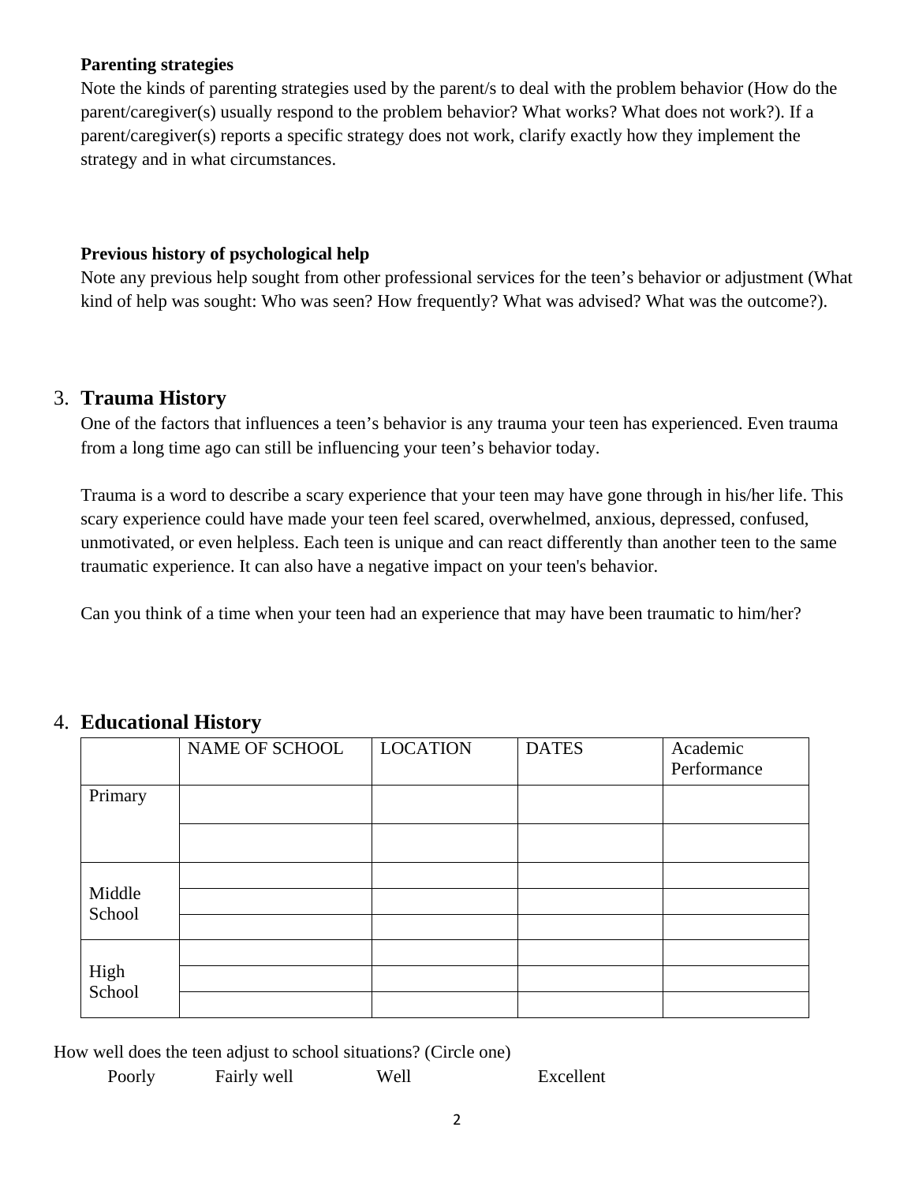**Parenting strategies**

Note the kinds of parenting strategies used by the parent/s to deal with the problem behavior (How do the parent/caregiver(s) usually respond to the problem behavior? What works? What does not work?). If a parent/caregiver(s) reports a specific strategy does not work, clarify exactly how they implement the strategy and in what circumstances.

**Previous history of psychological help**

Note any previous help sought from other professional services for the teen's behavior or adjustment (What kind of help was sought: Who was seen? How frequently? What was advised? What was the outcome?).

## 3. Trauma History

One of the factors that influences a teen's behavior is any trauma your teen has experienced. Even trauma from a long time ago can still be influencing your teen's behavior today.

Trauma is a word to describe a scary experience that your teen may have gone through in his/her life. This scary experience could have made your teen feel scared, overwhelmed, anxious, depressed, confused, unmotivated, or even helpless. Each teen is unique and can react differently than another teen to the same traumatic experience. It can also have a negative impact on your teen's behavior.

Can you think of a time when your teen had an experience that may have been traumatic to him/her?

## 4. Educational History

| | NAME OF SCHOOL | LOCATION | DATES | Academic Performance |
|---|---|---|---|---|
| Primary | | | | |
| | | | | |
| Middle School | | | | |
| | | | | |
| | | | | |
| High School | | | | |
| | | | | |
| | | | | |

How well does the teen adjust to school situations? (Circle one)

Poorly Fairly well Well Excellent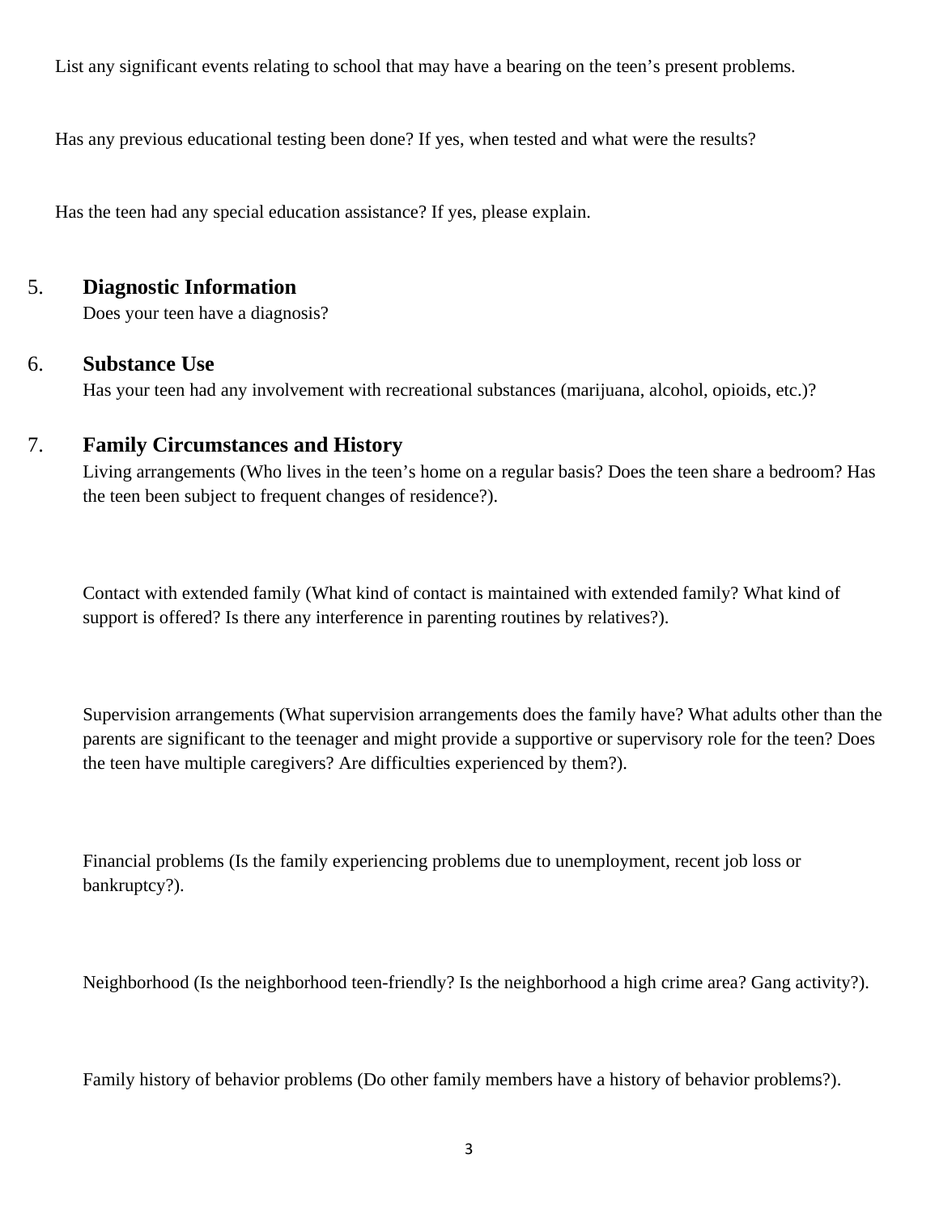List any significant events relating to school that may have a bearing on the teen's present problems.

Has any previous educational testing been done? If yes, when tested and what were the results?

Has the teen had any special education assistance? If yes, please explain.

## 5. Diagnostic Information

Does your teen have a diagnosis?

## 6. Substance Use

Has your teen had any involvement with recreational substances (marijuana, alcohol, opioids, etc.)?

## 7. Family Circumstances and History

Living arrangements (Who lives in the teen's home on a regular basis? Does the teen share a bedroom? Has the teen been subject to frequent changes of residence?).

Contact with extended family (What kind of contact is maintained with extended family? What kind of support is offered? Is there any interference in parenting routines by relatives?).

Supervision arrangements (What supervision arrangements does the family have? What adults other than the parents are significant to the teenager and might provide a supportive or supervisory role for the teen? Does the teen have multiple caregivers? Are difficulties experienced by them?).

Financial problems (Is the family experiencing problems due to unemployment, recent job loss or bankruptcy?).

Neighborhood (Is the neighborhood teen-friendly? Is the neighborhood a high crime area? Gang activity?).

Family history of behavior problems (Do other family members have a history of behavior problems?).